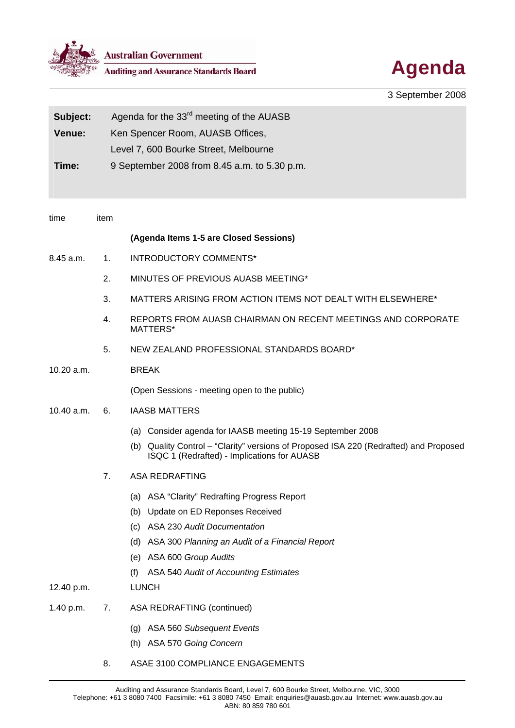Australian Government

Auditing and Assurance Standards Board

# Agenda

3 September 2008

| | |
|---|---|
| **Subject:** | Agenda for the 33rd meeting of the AUASB |
| **Venue:** | Ken Spencer Room, AUASB Offices, Level 7, 600 Bourke Street, Melbourne |
| **Time:** | 9 September 2008 from 8.45 a.m. to 5.30 p.m. |

| time | item | |
|---|---|---|
| | | **(Agenda Items 1-5 are Closed Sessions)** |
| 8.45 a.m. | 1. | INTRODUCTORY COMMENTS* |
| | 2. | MINUTES OF PREVIOUS AUASB MEETING* |
| | 3. | MATTERS ARISING FROM ACTION ITEMS NOT DEALT WITH ELSEWHERE* |
| | 4. | REPORTS FROM AUASB CHAIRMAN ON RECENT MEETINGS AND CORPORATE MATTERS* |
| | 5. | NEW ZEALAND PROFESSIONAL STANDARDS BOARD* |
| 10.20 a.m. | | BREAK |
| | | (Open Sessions - meeting open to the public) |
| 10.40 a.m. | 6. | IAASB MATTERS |
| | | (a) Consider agenda for IAASB meeting 15-19 September 2008 |
| | | (b) Quality Control – "Clarity" versions of Proposed ISA 220 (Redrafted) and Proposed ISQC 1 (Redrafted) - Implications for AUASB |
| | 7. | ASA REDRAFTING |
| | | (a) ASA "Clarity" Redrafting Progress Report |
| | | (b) Update on ED Reponses Received |
| | | (c) ASA 230 *Audit Documentation* |
| | | (d) ASA 300 *Planning an Audit of a Financial Report* |
| | | (e) ASA 600 *Group Audits* |
| | | (f) ASA 540 *Audit of Accounting Estimates* |
| 12.40 p.m. | | LUNCH |
| 1.40 p.m. | 7. | ASA REDRAFTING (continued) |
| | | (g) ASA 560 *Subsequent Events* |
| | | (h) ASA 570 *Going Concern* |
| | 8. | ASAE 3100 COMPLIANCE ENGAGEMENTS |

Auditing and Assurance Standards Board, Level 7, 600 Bourke Street, Melbourne, VIC, 3000
Telephone: +61 3 8080 7400 Facsimile: +61 3 8080 7450 Email: enquiries@auasb.gov.au Internet: www.auasb.gov.au
ABN: 80 859 780 601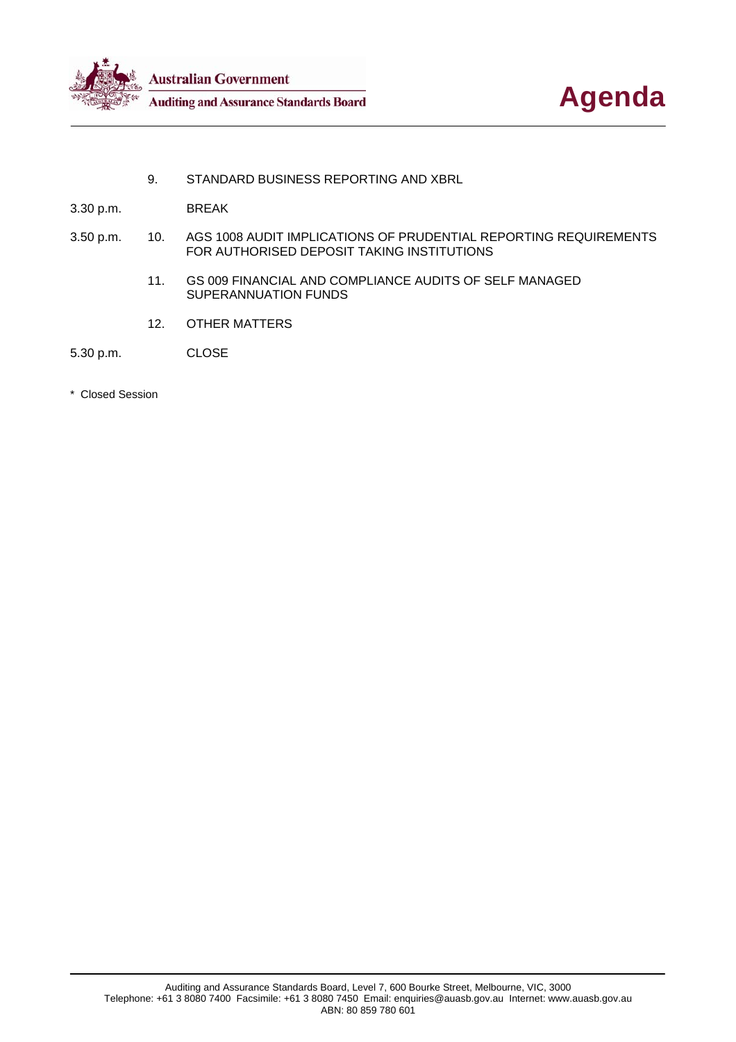| | | |
|---|---|---|
| | 9. | STANDARD BUSINESS REPORTING AND XBRL |
| 3.30 p.m. | | BREAK |
| 3.50 p.m. | 10. | AGS 1008 AUDIT IMPLICATIONS OF PRUDENTIAL REPORTING REQUIREMENTS FOR AUTHORISED DEPOSIT TAKING INSTITUTIONS |
| | 11. | GS 009 FINANCIAL AND COMPLIANCE AUDITS OF SELF MANAGED SUPERANNUATION FUNDS |
| | 12. | OTHER MATTERS |
| 5.30 p.m. | | CLOSE |

\* Closed Session